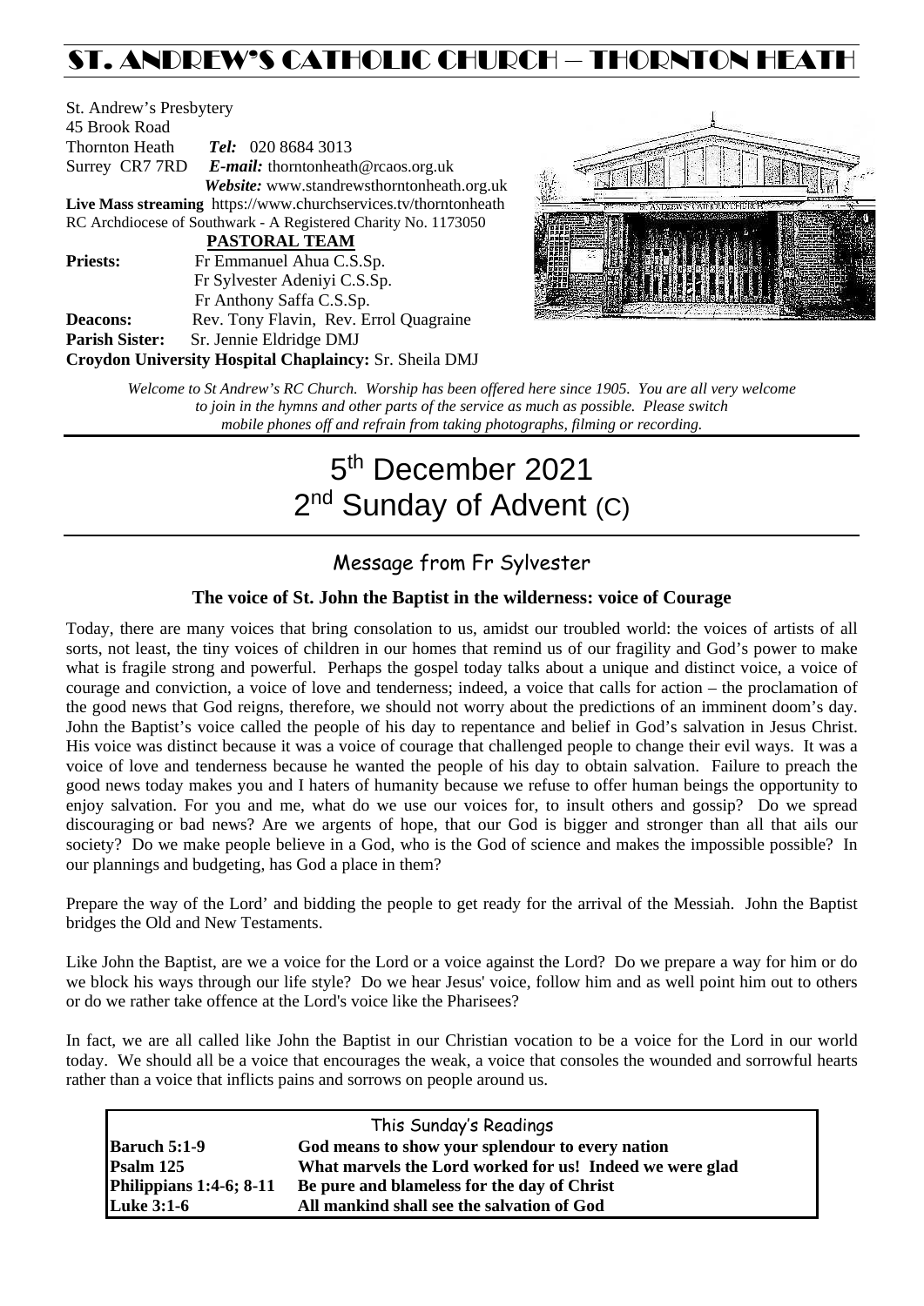# ST. ANDREW'S CATHOLIC CHURCH – THORNTON HEATH

St. Andrew's Presbytery
45 Brook Road
Thornton Heath *Tel:* 020 8684 3013
Surrey CR7 7RD *E-mail:* thorntonheath@rcaos.org.uk
*Website:* www.standrewsthorntonheath.org.uk
**Live Mass streaming** https://www.churchservices.tv/thorntonheath
RC Archdiocese of Southwark - A Registered Charity No. 1173050

**PASTORAL TEAM**

**Priests:** Fr Emmanuel Ahua C.S.Sp.
Fr Sylvester Adeniyi C.S.Sp.
Fr Anthony Saffa C.S.Sp.
**Deacons:** Rev. Tony Flavin, Rev. Errol Quagraine
**Parish Sister:** Sr. Jennie Eldridge DMJ
**Croydon University Hospital Chaplaincy:** Sr. Sheila DMJ

*Welcome to St Andrew's RC Church. Worship has been offered here since 1905. You are all very welcome to join in the hymns and other parts of the service as much as possible. Please switch mobile phones off and refrain from taking photographs, filming or recording.*

# 5th December 2021
# 2nd Sunday of Advent (C)

## Message from Fr Sylvester

### The voice of St. John the Baptist in the wilderness: voice of Courage

Today, there are many voices that bring consolation to us, amidst our troubled world: the voices of artists of all sorts, not least, the tiny voices of children in our homes that remind us of our fragility and God's power to make what is fragile strong and powerful. Perhaps the gospel today talks about a unique and distinct voice, a voice of courage and conviction, a voice of love and tenderness; indeed, a voice that calls for action – the proclamation of the good news that God reigns, therefore, we should not worry about the predictions of an imminent doom's day. John the Baptist's voice called the people of his day to repentance and belief in God's salvation in Jesus Christ. His voice was distinct because it was a voice of courage that challenged people to change their evil ways. It was a voice of love and tenderness because he wanted the people of his day to obtain salvation. Failure to preach the good news today makes you and I haters of humanity because we refuse to offer human beings the opportunity to enjoy salvation. For you and me, what do we use our voices for, to insult others and gossip? Do we spread discouraging or bad news? Are we argents of hope, that our God is bigger and stronger than all that ails our society? Do we make people believe in a God, who is the God of science and makes the impossible possible? In our plannings and budgeting, has God a place in them?

Prepare the way of the Lord' and bidding the people to get ready for the arrival of the Messiah. John the Baptist bridges the Old and New Testaments.

Like John the Baptist, are we a voice for the Lord or a voice against the Lord? Do we prepare a way for him or do we block his ways through our life style? Do we hear Jesus' voice, follow him and as well point him out to others or do we rather take offence at the Lord's voice like the Pharisees?

In fact, we are all called like John the Baptist in our Christian vocation to be a voice for the Lord in our world today. We should all be a voice that encourages the weak, a voice that consoles the wounded and sorrowful hearts rather than a voice that inflicts pains and sorrows on people around us.

| This Sunday's Readings | |
|---|---|
| **Baruch 5:1-9** | **God means to show your splendour to every nation** |
| **Psalm 125** | **What marvels the Lord worked for us! Indeed we were glad** |
| **Philippians 1:4-6; 8-11** | **Be pure and blameless for the day of Christ** |
| **Luke 3:1-6** | **All mankind shall see the salvation of God** |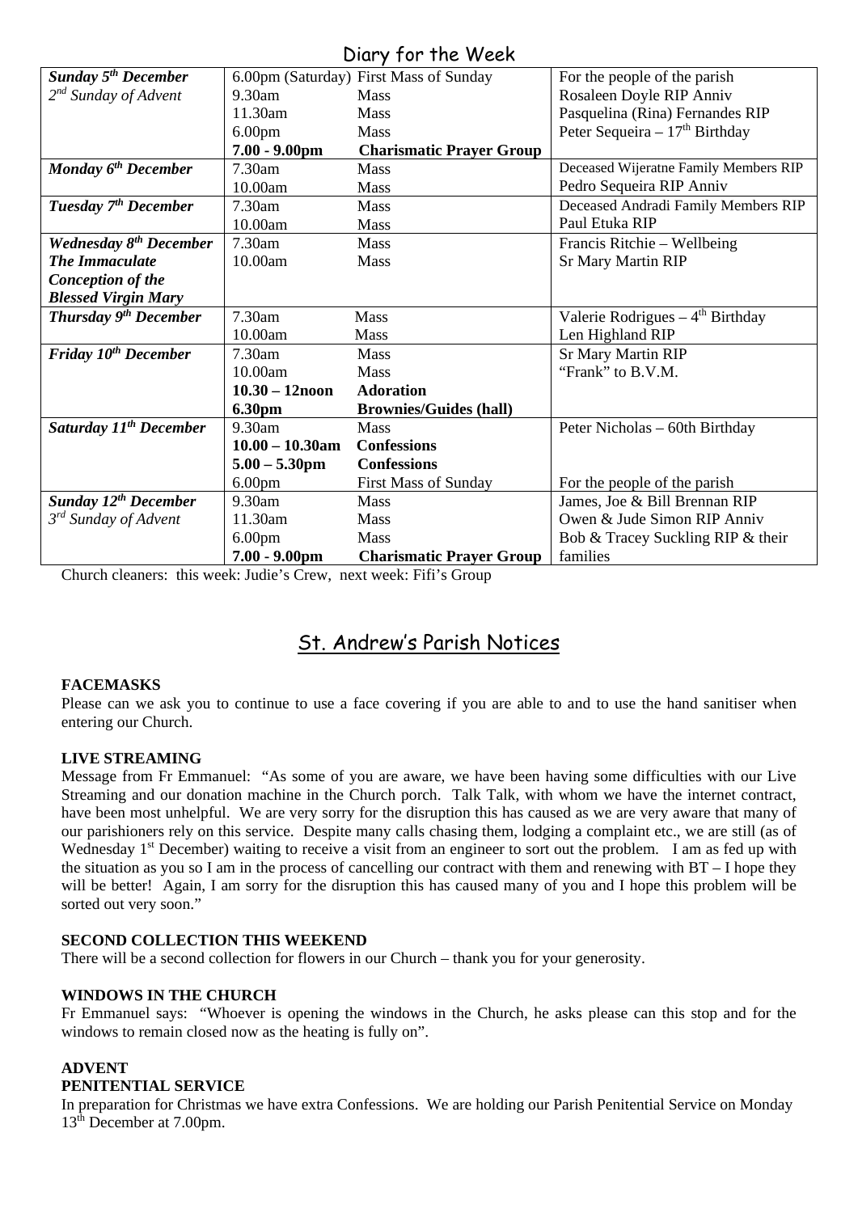# Diary for the Week

| | | | |
|---|---|---|---|
| ***Sunday 5th December*** | 6.00pm (Saturday) | First Mass of Sunday | For the people of the parish |
| *2nd Sunday of Advent* | 9.30am | Mass | Rosaleen Doyle RIP Anniv |
| | 11.30am | Mass | Pasquelina (Rina) Fernandes RIP |
| | 6.00pm | Mass | Peter Sequeira – 17th Birthday |
| | **7.00 - 9.00pm** | **Charismatic Prayer Group** | |
| ***Monday 6th December*** | 7.30am | Mass | Deceased Wijeratne Family Members RIP |
| | 10.00am | Mass | Pedro Sequeira RIP Anniv |
| ***Tuesday 7th December*** | 7.30am | Mass | Deceased Andradi Family Members RIP |
| | 10.00am | Mass | Paul Etuka RIP |
| ***Wednesday 8th December*** | 7.30am | Mass | Francis Ritchie – Wellbeing |
| ***The Immaculate Conception of the Blessed Virgin Mary*** | 10.00am | Mass | Sr Mary Martin RIP |
| ***Thursday 9th December*** | 7.30am | Mass | Valerie Rodrigues – 4th Birthday |
| | 10.00am | Mass | Len Highland RIP |
| ***Friday 10th December*** | 7.30am | Mass | Sr Mary Martin RIP |
| | 10.00am | Mass | "Frank" to B.V.M. |
| | **10.30 – 12noon** | **Adoration** | |
| | **6.30pm** | **Brownies/Guides (hall)** | |
| ***Saturday 11th December*** | 9.30am | Mass | Peter Nicholas – 60th Birthday |
| | **10.00 – 10.30am** | **Confessions** | |
| | **5.00 – 5.30pm** | **Confessions** | |
| | 6.00pm | First Mass of Sunday | For the people of the parish |
| ***Sunday 12th December*** | 9.30am | Mass | James, Joe & Bill Brennan RIP |
| *3rd Sunday of Advent* | 11.30am | Mass | Owen & Jude Simon RIP Anniv |
| | 6.00pm | Mass | Bob & Tracey Suckling RIP & their families |
| | **7.00 - 9.00pm** | **Charismatic Prayer Group** | |

Church cleaners: this week: Judie's Crew, next week: Fifi's Group

# St. Andrew's Parish Notices

**FACEMASKS**

Please can we ask you to continue to use a face covering if you are able to and to use the hand sanitiser when entering our Church.

**LIVE STREAMING**

Message from Fr Emmanuel: "As some of you are aware, we have been having some difficulties with our Live Streaming and our donation machine in the Church porch. Talk Talk, with whom we have the internet contract, have been most unhelpful. We are very sorry for the disruption this has caused as we are very aware that many of our parishioners rely on this service. Despite many calls chasing them, lodging a complaint etc., we are still (as of Wednesday 1st December) waiting to receive a visit from an engineer to sort out the problem. I am as fed up with the situation as you so I am in the process of cancelling our contract with them and renewing with BT – I hope they will be better! Again, I am sorry for the disruption this has caused many of you and I hope this problem will be sorted out very soon."

**SECOND COLLECTION THIS WEEKEND**

There will be a second collection for flowers in our Church – thank you for your generosity.

**WINDOWS IN THE CHURCH**

Fr Emmanuel says: "Whoever is opening the windows in the Church, he asks please can this stop and for the windows to remain closed now as the heating is fully on".

**ADVENT**

**PENITENTIAL SERVICE**

In preparation for Christmas we have extra Confessions. We are holding our Parish Penitential Service on Monday 13th December at 7.00pm.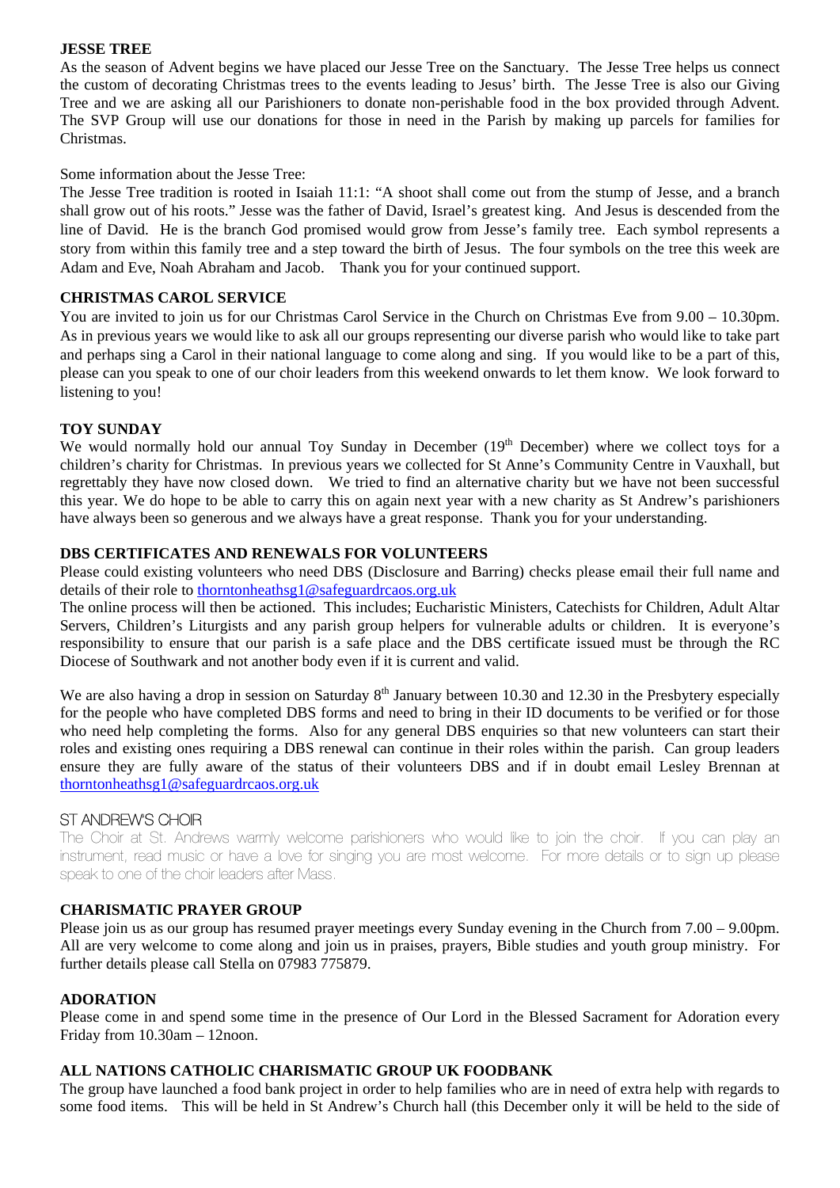## JESSE TREE

As the season of Advent begins we have placed our Jesse Tree on the Sanctuary. The Jesse Tree helps us connect the custom of decorating Christmas trees to the events leading to Jesus' birth. The Jesse Tree is also our Giving Tree and we are asking all our Parishioners to donate non-perishable food in the box provided through Advent. The SVP Group will use our donations for those in need in the Parish by making up parcels for families for Christmas.

Some information about the Jesse Tree:
The Jesse Tree tradition is rooted in Isaiah 11:1: "A shoot shall come out from the stump of Jesse, and a branch shall grow out of his roots." Jesse was the father of David, Israel's greatest king. And Jesus is descended from the line of David. He is the branch God promised would grow from Jesse's family tree. Each symbol represents a story from within this family tree and a step toward the birth of Jesus. The four symbols on the tree this week are Adam and Eve, Noah Abraham and Jacob. Thank you for your continued support.

## CHRISTMAS CAROL SERVICE

You are invited to join us for our Christmas Carol Service in the Church on Christmas Eve from 9.00 – 10.30pm. As in previous years we would like to ask all our groups representing our diverse parish who would like to take part and perhaps sing a Carol in their national language to come along and sing. If you would like to be a part of this, please can you speak to one of our choir leaders from this weekend onwards to let them know. We look forward to listening to you!

## TOY SUNDAY

We would normally hold our annual Toy Sunday in December (19th December) where we collect toys for a children's charity for Christmas. In previous years we collected for St Anne's Community Centre in Vauxhall, but regrettably they have now closed down. We tried to find an alternative charity but we have not been successful this year. We do hope to be able to carry this on again next year with a new charity as St Andrew's parishioners have always been so generous and we always have a great response. Thank you for your understanding.

## DBS CERTIFICATES AND RENEWALS FOR VOLUNTEERS

Please could existing volunteers who need DBS (Disclosure and Barring) checks please email their full name and details of their role to thorntonheathsg1@safeguardrcaos.org.uk
The online process will then be actioned. This includes; Eucharistic Ministers, Catechists for Children, Adult Altar Servers, Children's Liturgists and any parish group helpers for vulnerable adults or children. It is everyone's responsibility to ensure that our parish is a safe place and the DBS certificate issued must be through the RC Diocese of Southwark and not another body even if it is current and valid.

We are also having a drop in session on Saturday 8th January between 10.30 and 12.30 in the Presbytery especially for the people who have completed DBS forms and need to bring in their ID documents to be verified or for those who need help completing the forms. Also for any general DBS enquiries so that new volunteers can start their roles and existing ones requiring a DBS renewal can continue in their roles within the parish. Can group leaders ensure they are fully aware of the status of their volunteers DBS and if in doubt email Lesley Brennan at thorntonheathsg1@safeguardrcaos.org.uk

## ST ANDREW'S CHOIR

The Choir at St. Andrews warmly welcome parishioners who would like to join the choir. If you can play an instrument, read music or have a love for singing you are most welcome. For more details or to sign up please speak to one of the choir leaders after Mass.

## CHARISMATIC PRAYER GROUP

Please join us as our group has resumed prayer meetings every Sunday evening in the Church from 7.00 – 9.00pm. All are very welcome to come along and join us in praises, prayers, Bible studies and youth group ministry. For further details please call Stella on 07983 775879.

## ADORATION

Please come in and spend some time in the presence of Our Lord in the Blessed Sacrament for Adoration every Friday from 10.30am – 12noon.

## ALL NATIONS CATHOLIC CHARISMATIC GROUP UK FOODBANK

The group have launched a food bank project in order to help families who are in need of extra help with regards to some food items. This will be held in St Andrew's Church hall (this December only it will be held to the side of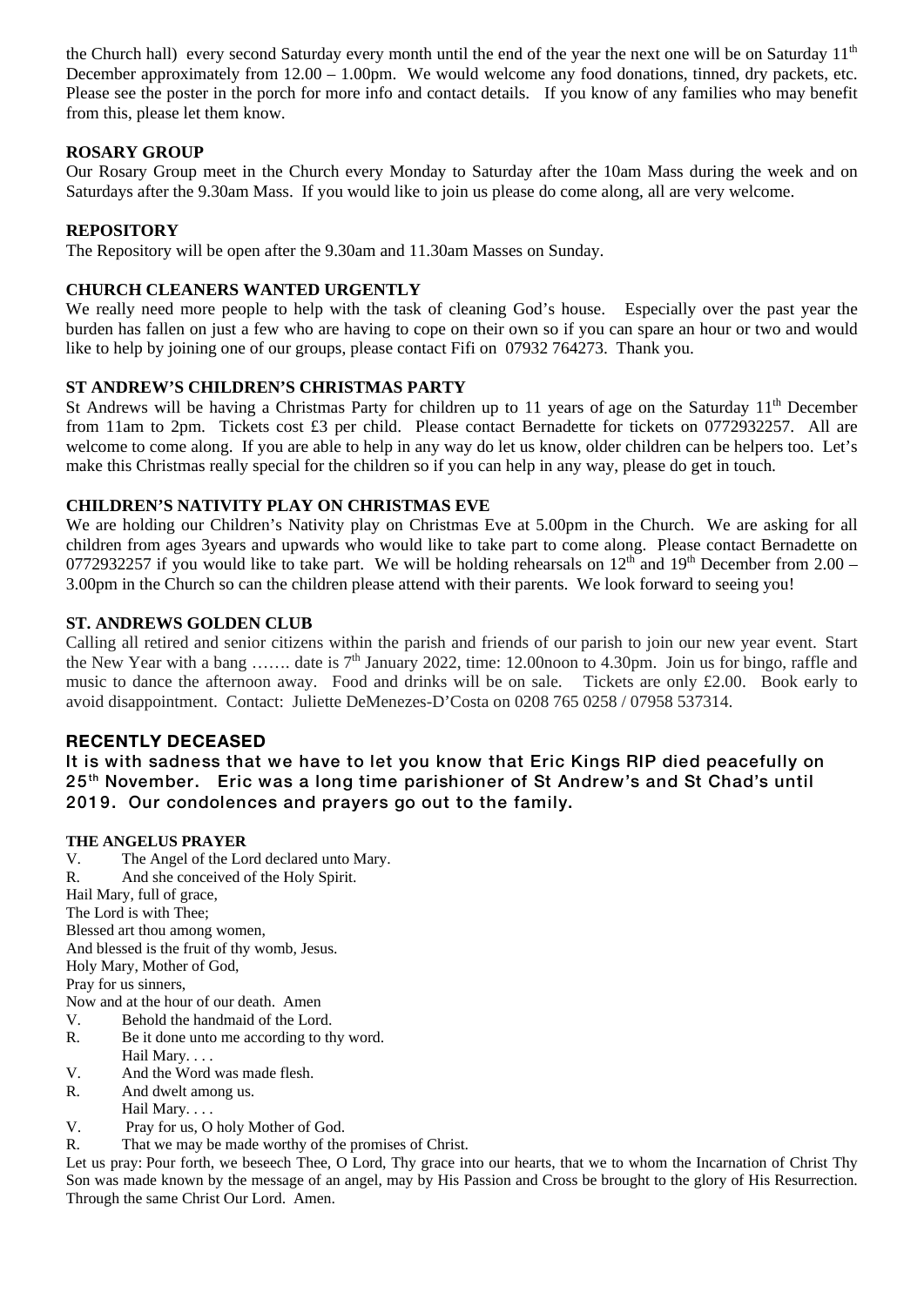the Church hall) every second Saturday every month until the end of the year the next one will be on Saturday 11th December approximately from 12.00 – 1.00pm. We would welcome any food donations, tinned, dry packets, etc. Please see the poster in the porch for more info and contact details. If you know of any families who may benefit from this, please let them know.

**ROSARY GROUP**

Our Rosary Group meet in the Church every Monday to Saturday after the 10am Mass during the week and on Saturdays after the 9.30am Mass. If you would like to join us please do come along, all are very welcome.

**REPOSITORY**

The Repository will be open after the 9.30am and 11.30am Masses on Sunday.

**CHURCH CLEANERS WANTED URGENTLY**

We really need more people to help with the task of cleaning God's house. Especially over the past year the burden has fallen on just a few who are having to cope on their own so if you can spare an hour or two and would like to help by joining one of our groups, please contact Fifi on 07932 764273. Thank you.

**ST ANDREW'S CHILDREN'S CHRISTMAS PARTY**

St Andrews will be having a Christmas Party for children up to 11 years of age on the Saturday 11th December from 11am to 2pm. Tickets cost £3 per child. Please contact Bernadette for tickets on 0772932257. All are welcome to come along. If you are able to help in any way do let us know, older children can be helpers too. Let's make this Christmas really special for the children so if you can help in any way, please do get in touch.

**CHILDREN'S NATIVITY PLAY ON CHRISTMAS EVE**

We are holding our Children's Nativity play on Christmas Eve at 5.00pm in the Church. We are asking for all children from ages 3years and upwards who would like to take part to come along. Please contact Bernadette on 0772932257 if you would like to take part. We will be holding rehearsals on 12th and 19th December from 2.00 – 3.00pm in the Church so can the children please attend with their parents. We look forward to seeing you!

**ST. ANDREWS GOLDEN CLUB**

Calling all retired and senior citizens within the parish and friends of our parish to join our new year event. Start the New Year with a bang ……. date is 7th January 2022, time: 12.00noon to 4.30pm. Join us for bingo, raffle and music to dance the afternoon away. Food and drinks will be on sale. Tickets are only £2.00. Book early to avoid disappointment. Contact: Juliette DeMenezes-D'Costa on 0208 765 0258 / 07958 537314.

**RECENTLY DECEASED**

**It is with sadness that we have to let you know that Eric Kings RIP died peacefully on 25th November. Eric was a long time parishioner of St Andrew's and St Chad's until 2019. Our condolences and prayers go out to the family.**

**THE ANGELUS PRAYER**

V. The Angel of the Lord declared unto Mary.
R. And she conceived of the Holy Spirit.
Hail Mary, full of grace,
The Lord is with Thee;
Blessed art thou among women,
And blessed is the fruit of thy womb, Jesus.
Holy Mary, Mother of God,
Pray for us sinners,
Now and at the hour of our death. Amen
V. Behold the handmaid of the Lord.
R. Be it done unto me according to thy word.
Hail Mary. . . .
V. And the Word was made flesh.
R. And dwelt among us.
Hail Mary. . . .
V. Pray for us, O holy Mother of God.
R. That we may be made worthy of the promises of Christ.

Let us pray: Pour forth, we beseech Thee, O Lord, Thy grace into our hearts, that we to whom the Incarnation of Christ Thy Son was made known by the message of an angel, may by His Passion and Cross be brought to the glory of His Resurrection. Through the same Christ Our Lord. Amen.